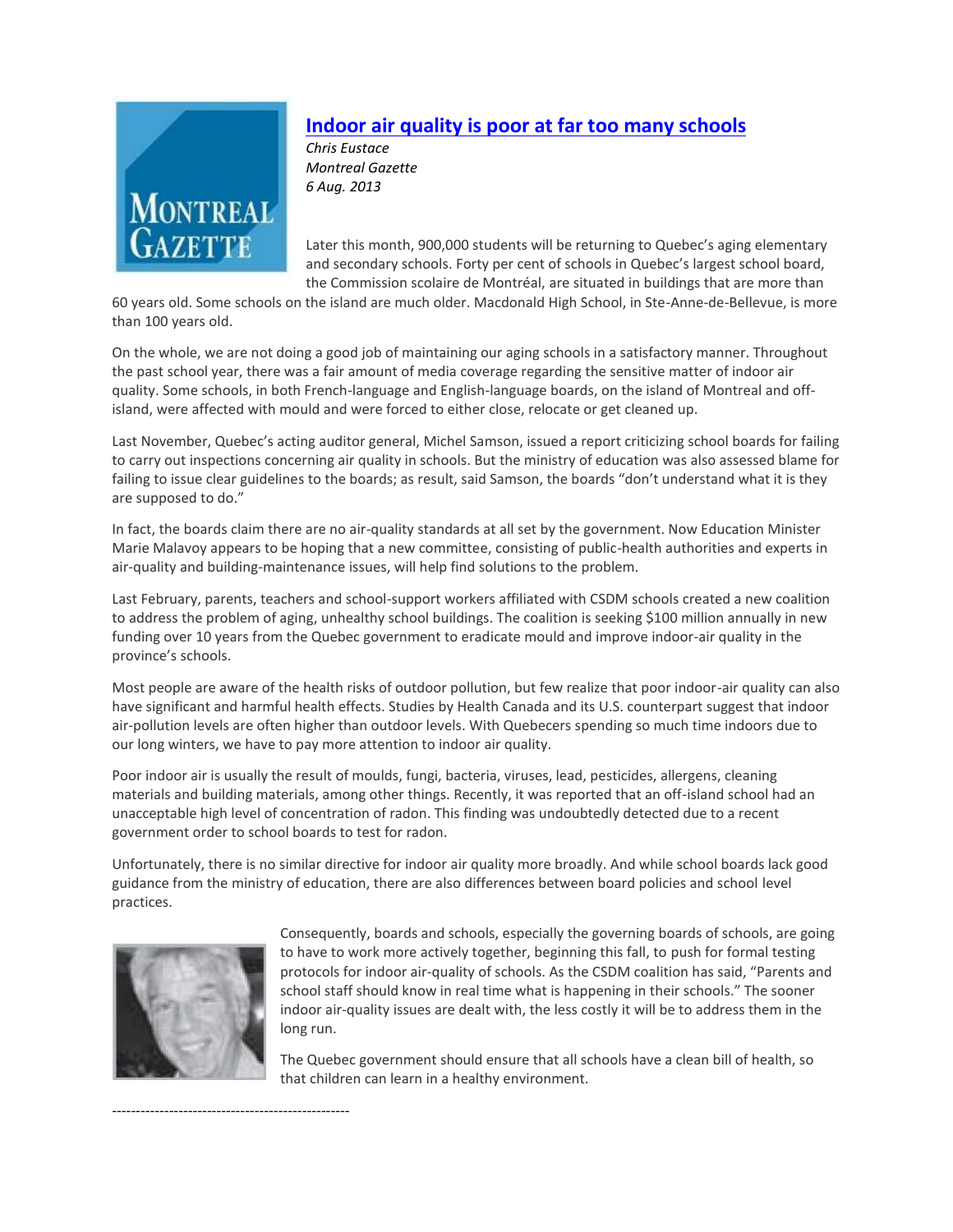# [Indoor air quality is poor at far too many schools]

*Chris Eustace*
*Montreal Gazette*
*6 Aug. 2013*

Later this month, 900,000 students will be returning to Quebec's aging elementary and secondary schools. Forty per cent of schools in Quebec's largest school board, the Commission scolaire de Montréal, are situated in buildings that are more than 60 years old. Some schools on the island are much older. Macdonald High School, in Ste-Anne-de-Bellevue, is more than 100 years old.

On the whole, we are not doing a good job of maintaining our aging schools in a satisfactory manner. Throughout the past school year, there was a fair amount of media coverage regarding the sensitive matter of indoor air quality. Some schools, in both French-language and English-language boards, on the island of Montreal and off-island, were affected with mould and were forced to either close, relocate or get cleaned up.

Last November, Quebec's acting auditor general, Michel Samson, issued a report criticizing school boards for failing to carry out inspections concerning air quality in schools. But the ministry of education was also assessed blame for failing to issue clear guidelines to the boards; as result, said Samson, the boards "don't understand what it is they are supposed to do."

In fact, the boards claim there are no air-quality standards at all set by the government. Now Education Minister Marie Malavoy appears to be hoping that a new committee, consisting of public-health authorities and experts in air-quality and building-maintenance issues, will help find solutions to the problem.

Last February, parents, teachers and school-support workers affiliated with CSDM schools created a new coalition to address the problem of aging, unhealthy school buildings. The coalition is seeking $100 million annually in new funding over 10 years from the Quebec government to eradicate mould and improve indoor-air quality in the province's schools.

Most people are aware of the health risks of outdoor pollution, but few realize that poor indoor-air quality can also have significant and harmful health effects. Studies by Health Canada and its U.S. counterpart suggest that indoor air-pollution levels are often higher than outdoor levels. With Quebecers spending so much time indoors due to our long winters, we have to pay more attention to indoor air quality.

Poor indoor air is usually the result of moulds, fungi, bacteria, viruses, lead, pesticides, allergens, cleaning materials and building materials, among other things. Recently, it was reported that an off-island school had an unacceptable high level of concentration of radon. This finding was undoubtedly detected due to a recent government order to school boards to test for radon.

Unfortunately, there is no similar directive for indoor air quality more broadly. And while school boards lack good guidance from the ministry of education, there are also differences between board policies and school level practices.

Consequently, boards and schools, especially the governing boards of schools, are going to have to work more actively together, beginning this fall, to push for formal testing protocols for indoor air-quality of schools. As the CSDM coalition has said, "Parents and school staff should know in real time what is happening in their schools." The sooner indoor air-quality issues are dealt with, the less costly it will be to address them in the long run.

The Quebec government should ensure that all schools have a clean bill of health, so that children can learn in a healthy environment.

---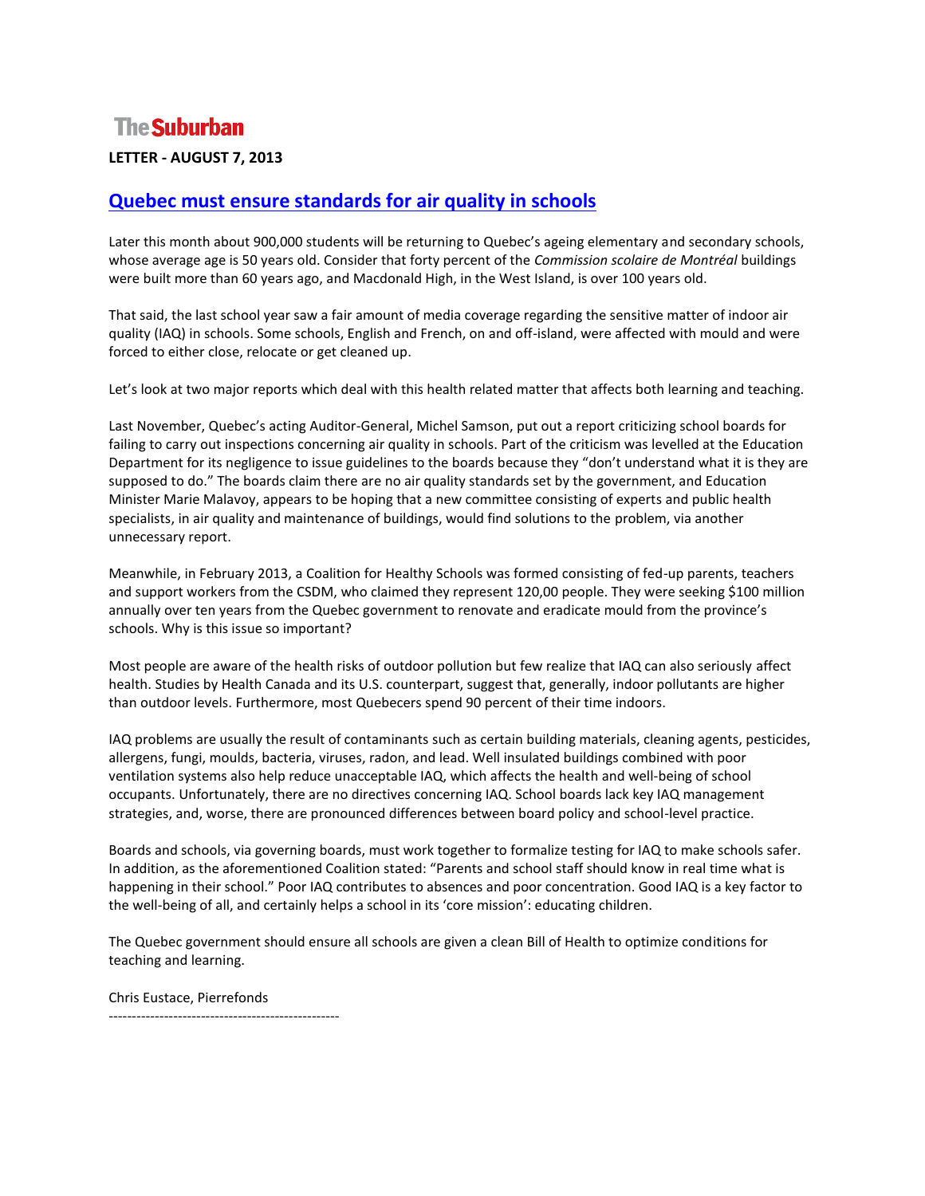**The Suburban**

**LETTER - AUGUST 7, 2013**

## Quebec must ensure standards for air quality in schools

Later this month about 900,000 students will be returning to Quebec's ageing elementary and secondary schools, whose average age is 50 years old. Consider that forty percent of the *Commission scolaire de Montréal* buildings were built more than 60 years ago, and Macdonald High, in the West Island, is over 100 years old.

That said, the last school year saw a fair amount of media coverage regarding the sensitive matter of indoor air quality (IAQ) in schools. Some schools, English and French, on and off-island, were affected with mould and were forced to either close, relocate or get cleaned up.

Let's look at two major reports which deal with this health related matter that affects both learning and teaching.

Last November, Quebec's acting Auditor-General, Michel Samson, put out a report criticizing school boards for failing to carry out inspections concerning air quality in schools. Part of the criticism was levelled at the Education Department for its negligence to issue guidelines to the boards because they "don't understand what it is they are supposed to do." The boards claim there are no air quality standards set by the government, and Education Minister Marie Malavoy, appears to be hoping that a new committee consisting of experts and public health specialists, in air quality and maintenance of buildings, would find solutions to the problem, via another unnecessary report.

Meanwhile, in February 2013, a Coalition for Healthy Schools was formed consisting of fed-up parents, teachers and support workers from the CSDM, who claimed they represent 120,00 people. They were seeking $100 million annually over ten years from the Quebec government to renovate and eradicate mould from the province's schools. Why is this issue so important?

Most people are aware of the health risks of outdoor pollution but few realize that IAQ can also seriously affect health. Studies by Health Canada and its U.S. counterpart, suggest that, generally, indoor pollutants are higher than outdoor levels. Furthermore, most Quebecers spend 90 percent of their time indoors.

IAQ problems are usually the result of contaminants such as certain building materials, cleaning agents, pesticides, allergens, fungi, moulds, bacteria, viruses, radon, and lead. Well insulated buildings combined with poor ventilation systems also help reduce unacceptable IAQ, which affects the health and well-being of school occupants. Unfortunately, there are no directives concerning IAQ. School boards lack key IAQ management strategies, and, worse, there are pronounced differences between board policy and school-level practice.

Boards and schools, via governing boards, must work together to formalize testing for IAQ to make schools safer. In addition, as the aforementioned Coalition stated: "Parents and school staff should know in real time what is happening in their school." Poor IAQ contributes to absences and poor concentration. Good IAQ is a key factor to the well-being of all, and certainly helps a school in its 'core mission': educating children.

The Quebec government should ensure all schools are given a clean Bill of Health to optimize conditions for teaching and learning.

Chris Eustace, Pierrefonds

---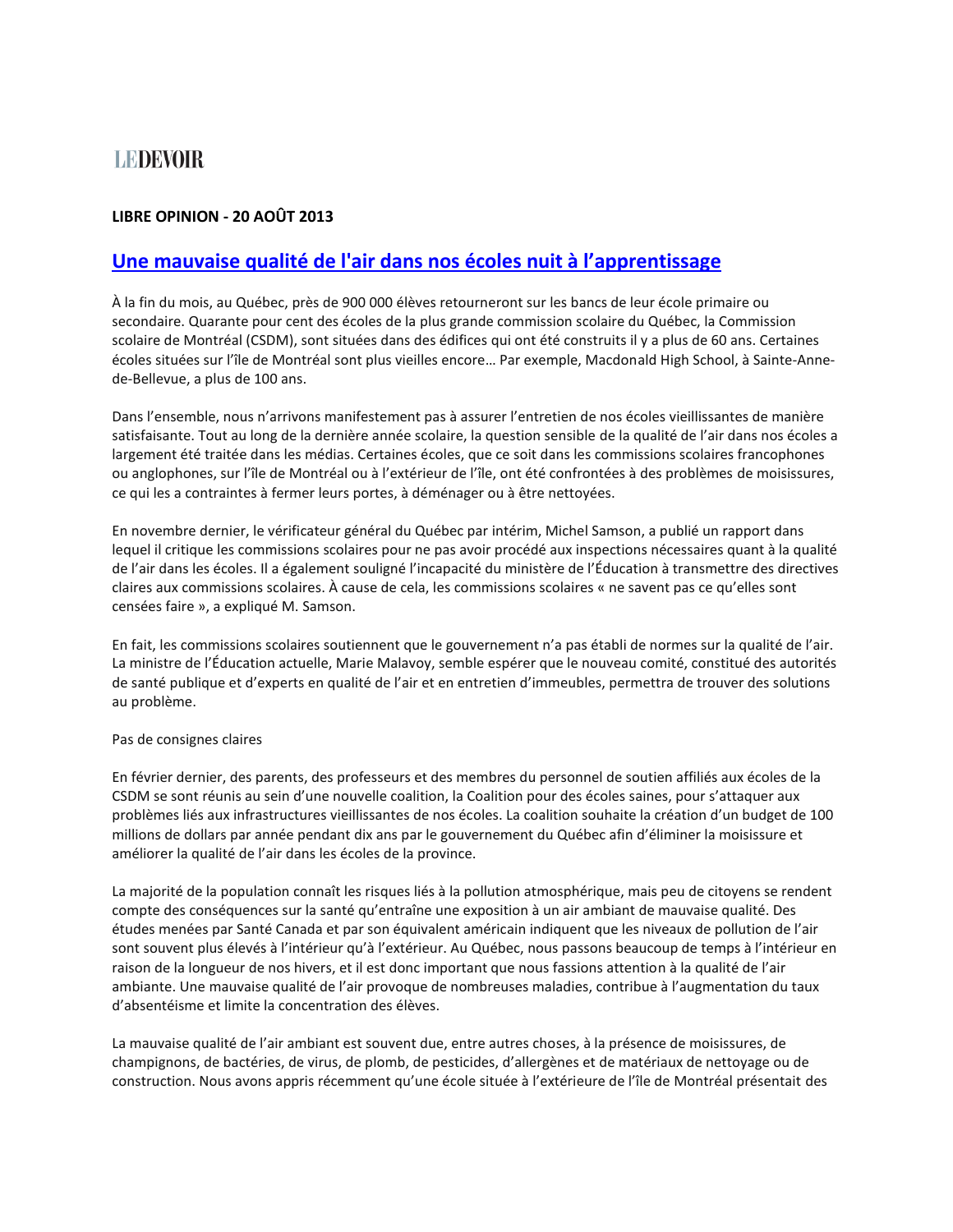**LE DEVOIR**

**LIBRE OPINION - 20 AOÛT 2013**

## Une mauvaise qualité de l'air dans nos écoles nuit à l'apprentissage

À la fin du mois, au Québec, près de 900 000 élèves retourneront sur les bancs de leur école primaire ou secondaire. Quarante pour cent des écoles de la plus grande commission scolaire du Québec, la Commission scolaire de Montréal (CSDM), sont situées dans des édifices qui ont été construits il y a plus de 60 ans. Certaines écoles situées sur l'île de Montréal sont plus vieilles encore… Par exemple, Macdonald High School, à Sainte-Anne-de-Bellevue, a plus de 100 ans.

Dans l'ensemble, nous n'arrivons manifestement pas à assurer l'entretien de nos écoles vieillissantes de manière satisfaisante. Tout au long de la dernière année scolaire, la question sensible de la qualité de l'air dans nos écoles a largement été traitée dans les médias. Certaines écoles, que ce soit dans les commissions scolaires francophones ou anglophones, sur l'île de Montréal ou à l'extérieur de l'île, ont été confrontées à des problèmes de moisissures, ce qui les a contraintes à fermer leurs portes, à déménager ou à être nettoyées.

En novembre dernier, le vérificateur général du Québec par intérim, Michel Samson, a publié un rapport dans lequel il critique les commissions scolaires pour ne pas avoir procédé aux inspections nécessaires quant à la qualité de l'air dans les écoles. Il a également souligné l'incapacité du ministère de l'Éducation à transmettre des directives claires aux commissions scolaires. À cause de cela, les commissions scolaires « ne savent pas ce qu'elles sont censées faire », a expliqué M. Samson.

En fait, les commissions scolaires soutiennent que le gouvernement n'a pas établi de normes sur la qualité de l'air. La ministre de l'Éducation actuelle, Marie Malavoy, semble espérer que le nouveau comité, constitué des autorités de santé publique et d'experts en qualité de l'air et en entretien d'immeubles, permettra de trouver des solutions au problème.

Pas de consignes claires

En février dernier, des parents, des professeurs et des membres du personnel de soutien affiliés aux écoles de la CSDM se sont réunis au sein d'une nouvelle coalition, la Coalition pour des écoles saines, pour s'attaquer aux problèmes liés aux infrastructures vieillissantes de nos écoles. La coalition souhaite la création d'un budget de 100 millions de dollars par année pendant dix ans par le gouvernement du Québec afin d'éliminer la moisissure et améliorer la qualité de l'air dans les écoles de la province.

La majorité de la population connaît les risques liés à la pollution atmosphérique, mais peu de citoyens se rendent compte des conséquences sur la santé qu'entraîne une exposition à un air ambiant de mauvaise qualité. Des études menées par Santé Canada et par son équivalent américain indiquent que les niveaux de pollution de l'air sont souvent plus élevés à l'intérieur qu'à l'extérieur. Au Québec, nous passons beaucoup de temps à l'intérieur en raison de la longueur de nos hivers, et il est donc important que nous fassions attention à la qualité de l'air ambiante. Une mauvaise qualité de l'air provoque de nombreuses maladies, contribue à l'augmentation du taux d'absentéisme et limite la concentration des élèves.

La mauvaise qualité de l'air ambiant est souvent due, entre autres choses, à la présence de moisissures, de champignons, de bactéries, de virus, de plomb, de pesticides, d'allergènes et de matériaux de nettoyage ou de construction. Nous avons appris récemment qu'une école située à l'extérieure de l'île de Montréal présentait des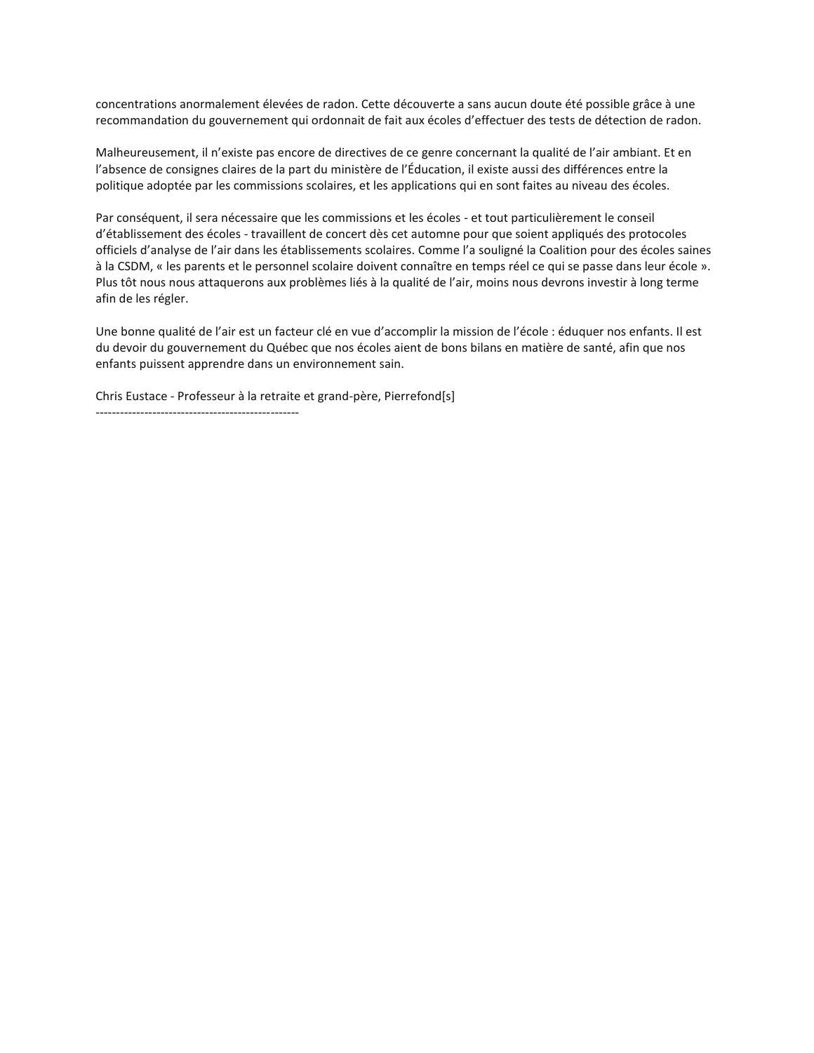concentrations anormalement élevées de radon. Cette découverte a sans aucun doute été possible grâce à une recommandation du gouvernement qui ordonnait de fait aux écoles d'effectuer des tests de détection de radon.

Malheureusement, il n'existe pas encore de directives de ce genre concernant la qualité de l'air ambiant. Et en l'absence de consignes claires de la part du ministère de l'Éducation, il existe aussi des différences entre la politique adoptée par les commissions scolaires, et les applications qui en sont faites au niveau des écoles.

Par conséquent, il sera nécessaire que les commissions et les écoles - et tout particulièrement le conseil d'établissement des écoles - travaillent de concert dès cet automne pour que soient appliqués des protocoles officiels d'analyse de l'air dans les établissements scolaires. Comme l'a souligné la Coalition pour des écoles saines à la CSDM, « les parents et le personnel scolaire doivent connaître en temps réel ce qui se passe dans leur école ». Plus tôt nous nous attaquerons aux problèmes liés à la qualité de l'air, moins nous devrons investir à long terme afin de les régler.

Une bonne qualité de l'air est un facteur clé en vue d'accomplir la mission de l'école : éduquer nos enfants. Il est du devoir du gouvernement du Québec que nos écoles aient de bons bilans en matière de santé, afin que nos enfants puissent apprendre dans un environnement sain.

Chris Eustace - Professeur à la retraite et grand-père, Pierrefond[s]

---------------------------------------------------